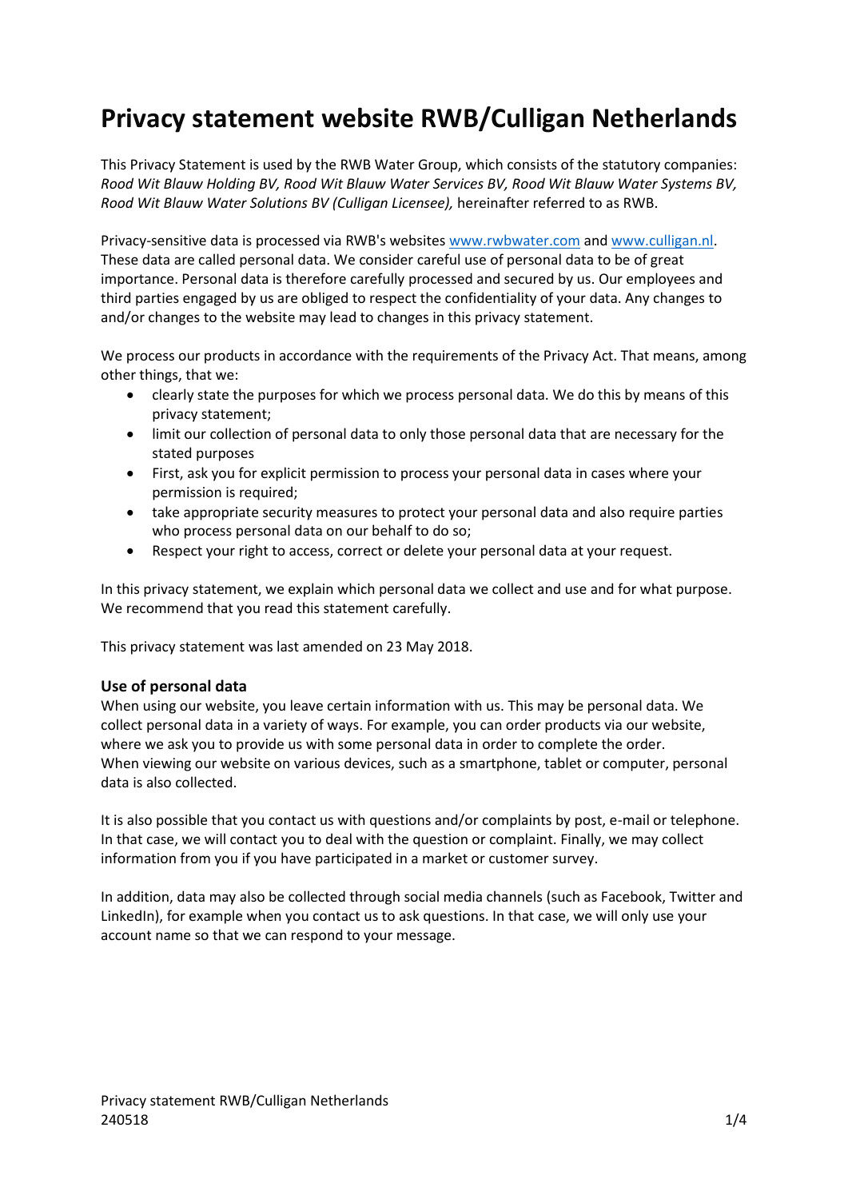# Privacy statement website RWB/Culligan Netherlands

This Privacy Statement is used by the RWB Water Group, which consists of the statutory companies: *Rood Wit Blauw Holding BV, Rood Wit Blauw Water Services BV, Rood Wit Blauw Water Systems BV, Rood Wit Blauw Water Solutions BV (Culligan Licensee),* hereinafter referred to as RWB.

Privacy-sensitive data is processed via RWB's websites www.rwbwater.com and www.culligan.nl. These data are called personal data. We consider careful use of personal data to be of great importance. Personal data is therefore carefully processed and secured by us. Our employees and third parties engaged by us are obliged to respect the confidentiality of your data. Any changes to and/or changes to the website may lead to changes in this privacy statement.

We process our products in accordance with the requirements of the Privacy Act. That means, among other things, that we:

- clearly state the purposes for which we process personal data. We do this by means of this privacy statement;
- limit our collection of personal data to only those personal data that are necessary for the stated purposes
- First, ask you for explicit permission to process your personal data in cases where your permission is required;
- take appropriate security measures to protect your personal data and also require parties who process personal data on our behalf to do so;
- Respect your right to access, correct or delete your personal data at your request.

In this privacy statement, we explain which personal data we collect and use and for what purpose. We recommend that you read this statement carefully.

This privacy statement was last amended on 23 May 2018.

### Use of personal data

When using our website, you leave certain information with us. This may be personal data. We collect personal data in a variety of ways. For example, you can order products via our website, where we ask you to provide us with some personal data in order to complete the order. When viewing our website on various devices, such as a smartphone, tablet or computer, personal data is also collected.

It is also possible that you contact us with questions and/or complaints by post, e-mail or telephone. In that case, we will contact you to deal with the question or complaint. Finally, we may collect information from you if you have participated in a market or customer survey.

In addition, data may also be collected through social media channels (such as Facebook, Twitter and LinkedIn), for example when you contact us to ask questions. In that case, we will only use your account name so that we can respond to your message.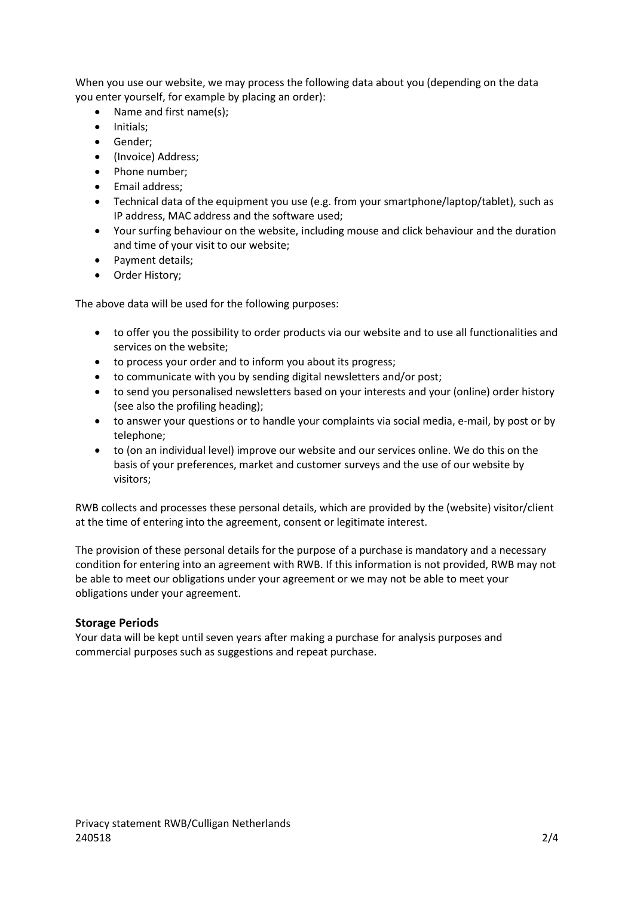When you use our website, we may process the following data about you (depending on the data you enter yourself, for example by placing an order):

- Name and first name(s);
- Initials;
- Gender;
- (Invoice) Address;
- Phone number;
- Email address;
- Technical data of the equipment you use (e.g. from your smartphone/laptop/tablet), such as IP address, MAC address and the software used;
- Your surfing behaviour on the website, including mouse and click behaviour and the duration and time of your visit to our website;
- Payment details;
- Order History;

The above data will be used for the following purposes:

- to offer you the possibility to order products via our website and to use all functionalities and services on the website;
- to process your order and to inform you about its progress;
- to communicate with you by sending digital newsletters and/or post;
- to send you personalised newsletters based on your interests and your (online) order history (see also the profiling heading);
- to answer your questions or to handle your complaints via social media, e-mail, by post or by telephone;
- to (on an individual level) improve our website and our services online. We do this on the basis of your preferences, market and customer surveys and the use of our website by visitors;

RWB collects and processes these personal details, which are provided by the (website) visitor/client at the time of entering into the agreement, consent or legitimate interest.

The provision of these personal details for the purpose of a purchase is mandatory and a necessary condition for entering into an agreement with RWB. If this information is not provided, RWB may not be able to meet our obligations under your agreement or we may not be able to meet your obligations under your agreement.

### Storage Periods

Your data will be kept until seven years after making a purchase for analysis purposes and commercial purposes such as suggestions and repeat purchase.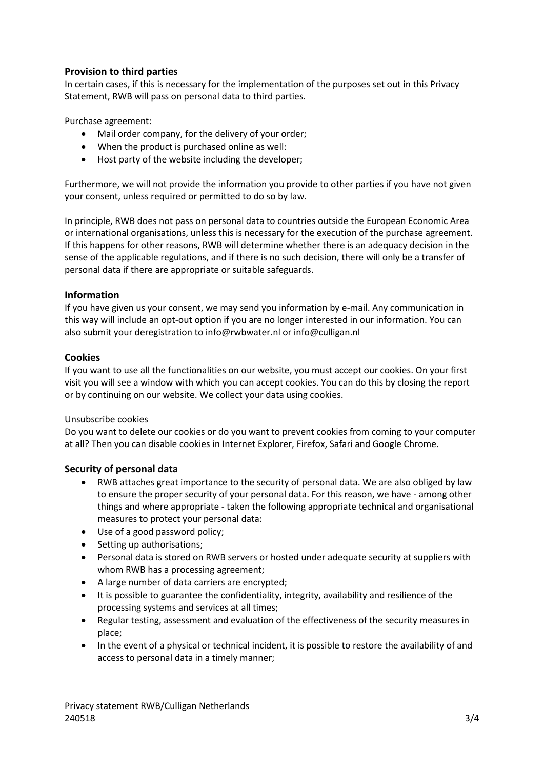## Provision to third parties

In certain cases, if this is necessary for the implementation of the purposes set out in this Privacy Statement, RWB will pass on personal data to third parties.

Purchase agreement:

- Mail order company, for the delivery of your order;
- When the product is purchased online as well:
- Host party of the website including the developer;

Furthermore, we will not provide the information you provide to other parties if you have not given your consent, unless required or permitted to do so by law.

In principle, RWB does not pass on personal data to countries outside the European Economic Area or international organisations, unless this is necessary for the execution of the purchase agreement. If this happens for other reasons, RWB will determine whether there is an adequacy decision in the sense of the applicable regulations, and if there is no such decision, there will only be a transfer of personal data if there are appropriate or suitable safeguards.

## Information

If you have given us your consent, we may send you information by e-mail. Any communication in this way will include an opt-out option if you are no longer interested in our information. You can also submit your deregistration to info@rwbwater.nl or info@culligan.nl

## Cookies

If you want to use all the functionalities on our website, you must accept our cookies. On your first visit you will see a window with which you can accept cookies. You can do this by closing the report or by continuing on our website. We collect your data using cookies.

Unsubscribe cookies

Do you want to delete our cookies or do you want to prevent cookies from coming to your computer at all? Then you can disable cookies in Internet Explorer, Firefox, Safari and Google Chrome.

## Security of personal data

- RWB attaches great importance to the security of personal data. We are also obliged by law to ensure the proper security of your personal data. For this reason, we have - among other things and where appropriate - taken the following appropriate technical and organisational measures to protect your personal data:
- Use of a good password policy;
- Setting up authorisations;
- Personal data is stored on RWB servers or hosted under adequate security at suppliers with whom RWB has a processing agreement;
- A large number of data carriers are encrypted;
- It is possible to guarantee the confidentiality, integrity, availability and resilience of the processing systems and services at all times;
- Regular testing, assessment and evaluation of the effectiveness of the security measures in place;
- In the event of a physical or technical incident, it is possible to restore the availability of and access to personal data in a timely manner;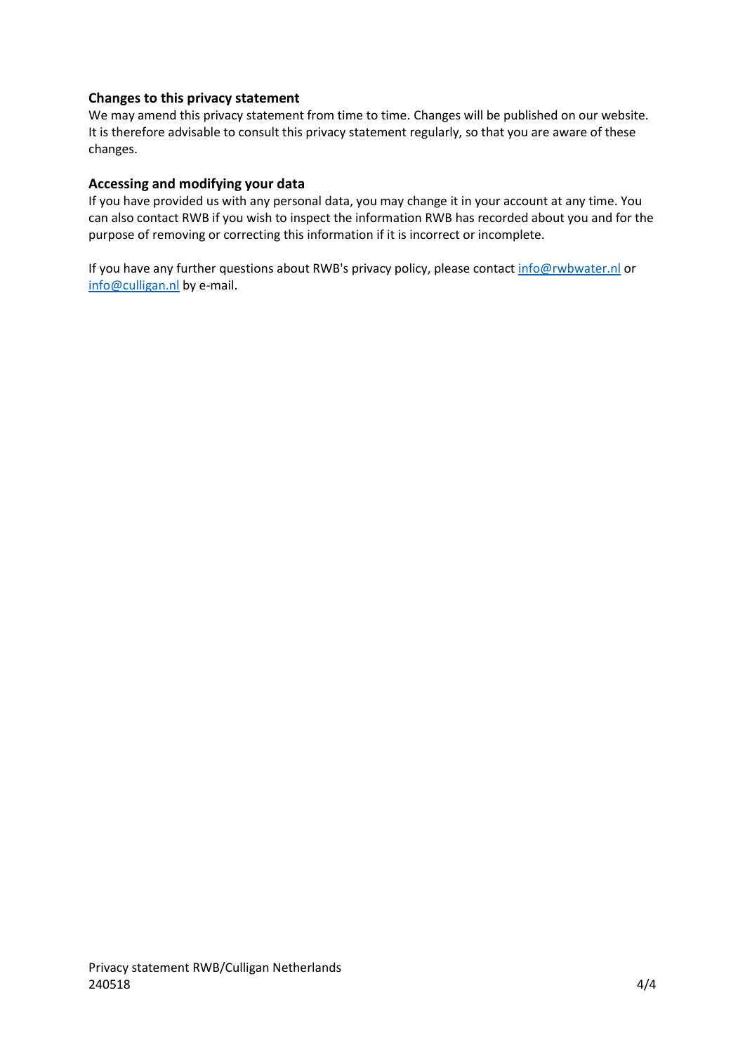### Changes to this privacy statement

We may amend this privacy statement from time to time. Changes will be published on our website. It is therefore advisable to consult this privacy statement regularly, so that you are aware of these changes.

### Accessing and modifying your data

If you have provided us with any personal data, you may change it in your account at any time. You can also contact RWB if you wish to inspect the information RWB has recorded about you and for the purpose of removing or correcting this information if it is incorrect or incomplete.

If you have any further questions about RWB's privacy policy, please contact info@rwbwater.nl or info@culligan.nl by e-mail.